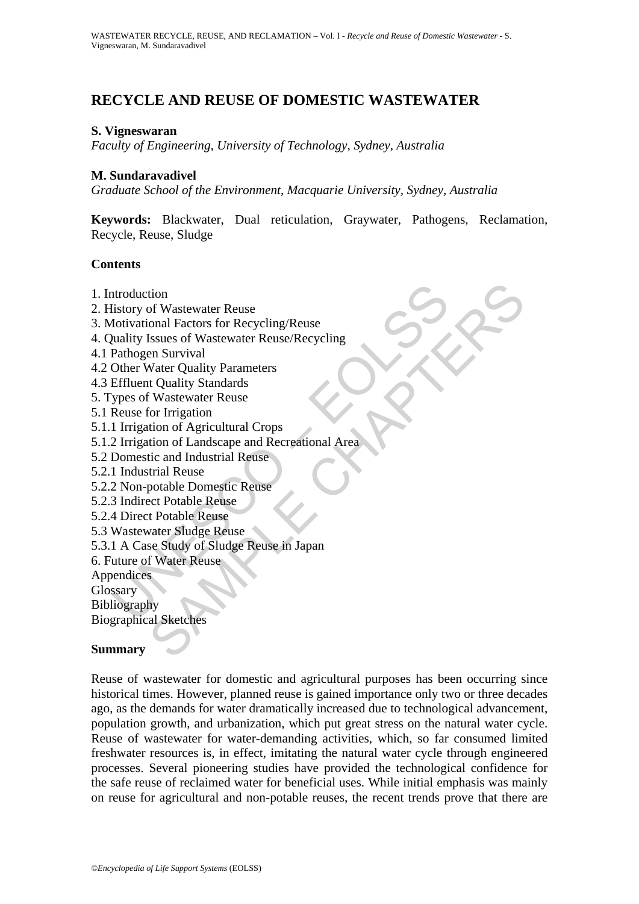# RECYCLE AND REUSE OF DOMESTIC WASTEWATER

**S. Vigneswaran**

*Faculty of Engineering, University of Technology, Sydney, Australia*

**M. Sundaravadivel**

*Graduate School of the Environment, Macquarie University, Sydney, Australia*

**Keywords:** Blackwater, Dual reticulation, Graywater, Pathogens, Reclamation, Recycle, Reuse, Sludge

## Contents

1. Introduction
2. History of Wastewater Reuse
3. Motivational Factors for Recycling/Reuse
4. Quality Issues of Wastewater Reuse/Recycling
4.1 Pathogen Survival
4.2 Other Water Quality Parameters
4.3 Effluent Quality Standards
5. Types of Wastewater Reuse
5.1 Reuse for Irrigation
5.1.1 Irrigation of Agricultural Crops
5.1.2 Irrigation of Landscape and Recreational Area
5.2 Domestic and Industrial Reuse
5.2.1 Industrial Reuse
5.2.2 Non-potable Domestic Reuse
5.2.3 Indirect Potable Reuse
5.2.4 Direct Potable Reuse
5.3 Wastewater Sludge Reuse
5.3.1 A Case Study of Sludge Reuse in Japan
6. Future of Water Reuse
Appendices
Glossary
Bibliography
Biographical Sketches

## Summary

Reuse of wastewater for domestic and agricultural purposes has been occurring since historical times. However, planned reuse is gained importance only two or three decades ago, as the demands for water dramatically increased due to technological advancement, population growth, and urbanization, which put great stress on the natural water cycle. Reuse of wastewater for water-demanding activities, which, so far consumed limited freshwater resources is, in effect, imitating the natural water cycle through engineered processes. Several pioneering studies have provided the technological confidence for the safe reuse of reclaimed water for beneficial uses. While initial emphasis was mainly on reuse for agricultural and non-potable reuses, the recent trends prove that there are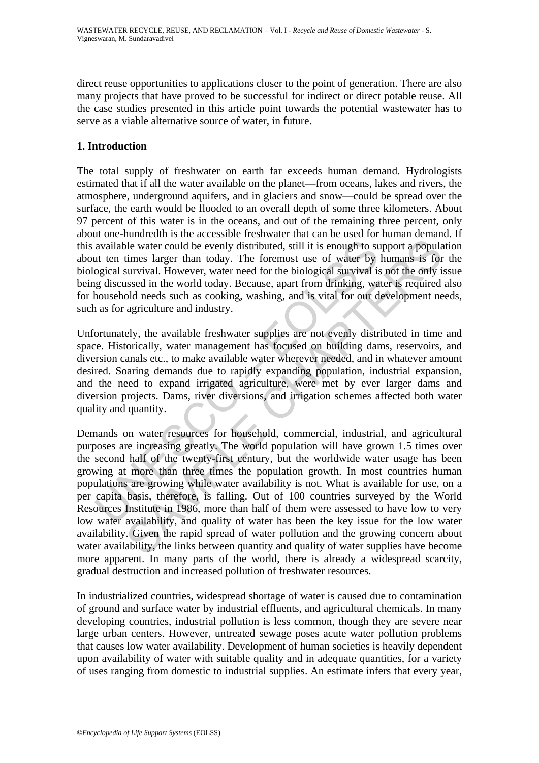direct reuse opportunities to applications closer to the point of generation. There are also many projects that have proved to be successful for indirect or direct potable reuse. All the case studies presented in this article point towards the potential wastewater has to serve as a viable alternative source of water, in future.

## 1. Introduction

The total supply of freshwater on earth far exceeds human demand. Hydrologists estimated that if all the water available on the planet—from oceans, lakes and rivers, the atmosphere, underground aquifers, and in glaciers and snow—could be spread over the surface, the earth would be flooded to an overall depth of some three kilometers. About 97 percent of this water is in the oceans, and out of the remaining three percent, only about one-hundredth is the accessible freshwater that can be used for human demand. If this available water could be evenly distributed, still it is enough to support a population about ten times larger than today. The foremost use of water by humans is for the biological survival. However, water need for the biological survival is not the only issue being discussed in the world today. Because, apart from drinking, water is required also for household needs such as cooking, washing, and is vital for our development needs, such as for agriculture and industry.

Unfortunately, the available freshwater supplies are not evenly distributed in time and space. Historically, water management has focused on building dams, reservoirs, and diversion canals etc., to make available water wherever needed, and in whatever amount desired. Soaring demands due to rapidly expanding population, industrial expansion, and the need to expand irrigated agriculture, were met by ever larger dams and diversion projects. Dams, river diversions, and irrigation schemes affected both water quality and quantity.

Demands on water resources for household, commercial, industrial, and agricultural purposes are increasing greatly. The world population will have grown 1.5 times over the second half of the twenty-first century, but the worldwide water usage has been growing at more than three times the population growth. In most countries human populations are growing while water availability is not. What is available for use, on a per capita basis, therefore, is falling. Out of 100 countries surveyed by the World Resources Institute in 1986, more than half of them were assessed to have low to very low water availability, and quality of water has been the key issue for the low water availability. Given the rapid spread of water pollution and the growing concern about water availability, the links between quantity and quality of water supplies have become more apparent. In many parts of the world, there is already a widespread scarcity, gradual destruction and increased pollution of freshwater resources.

In industrialized countries, widespread shortage of water is caused due to contamination of ground and surface water by industrial effluents, and agricultural chemicals. In many developing countries, industrial pollution is less common, though they are severe near large urban centers. However, untreated sewage poses acute water pollution problems that causes low water availability. Development of human societies is heavily dependent upon availability of water with suitable quality and in adequate quantities, for a variety of uses ranging from domestic to industrial supplies. An estimate infers that every year,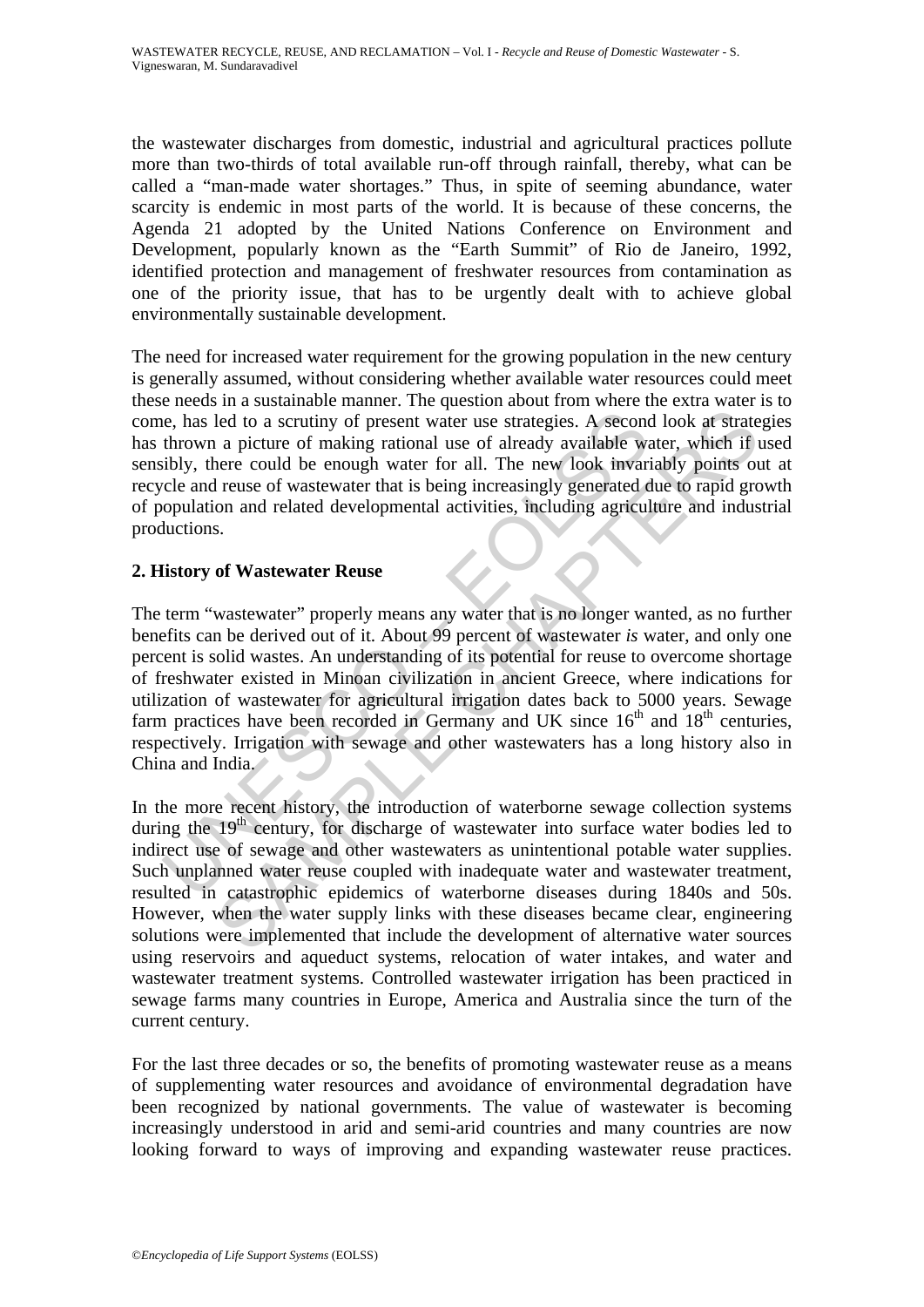the wastewater discharges from domestic, industrial and agricultural practices pollute more than two-thirds of total available run-off through rainfall, thereby, what can be called a "man-made water shortages." Thus, in spite of seeming abundance, water scarcity is endemic in most parts of the world. It is because of these concerns, the Agenda 21 adopted by the United Nations Conference on Environment and Development, popularly known as the "Earth Summit" of Rio de Janeiro, 1992, identified protection and management of freshwater resources from contamination as one of the priority issue, that has to be urgently dealt with to achieve global environmentally sustainable development.

The need for increased water requirement for the growing population in the new century is generally assumed, without considering whether available water resources could meet these needs in a sustainable manner. The question about from where the extra water is to come, has led to a scrutiny of present water use strategies. A second look at strategies has thrown a picture of making rational use of already available water, which if used sensibly, there could be enough water for all. The new look invariably points out at recycle and reuse of wastewater that is being increasingly generated due to rapid growth of population and related developmental activities, including agriculture and industrial productions.

## 2. History of Wastewater Reuse

The term "wastewater" properly means any water that is no longer wanted, as no further benefits can be derived out of it. About 99 percent of wastewater *is* water, and only one percent is solid wastes. An understanding of its potential for reuse to overcome shortage of freshwater existed in Minoan civilization in ancient Greece, where indications for utilization of wastewater for agricultural irrigation dates back to 5000 years. Sewage farm practices have been recorded in Germany and UK since 16th and 18th centuries, respectively. Irrigation with sewage and other wastewaters has a long history also in China and India.

In the more recent history, the introduction of waterborne sewage collection systems during the 19th century, for discharge of wastewater into surface water bodies led to indirect use of sewage and other wastewaters as unintentional potable water supplies. Such unplanned water reuse coupled with inadequate water and wastewater treatment, resulted in catastrophic epidemics of waterborne diseases during 1840s and 50s. However, when the water supply links with these diseases became clear, engineering solutions were implemented that include the development of alternative water sources using reservoirs and aqueduct systems, relocation of water intakes, and water and wastewater treatment systems. Controlled wastewater irrigation has been practiced in sewage farms many countries in Europe, America and Australia since the turn of the current century.

For the last three decades or so, the benefits of promoting wastewater reuse as a means of supplementing water resources and avoidance of environmental degradation have been recognized by national governments. The value of wastewater is becoming increasingly understood in arid and semi-arid countries and many countries are now looking forward to ways of improving and expanding wastewater reuse practices.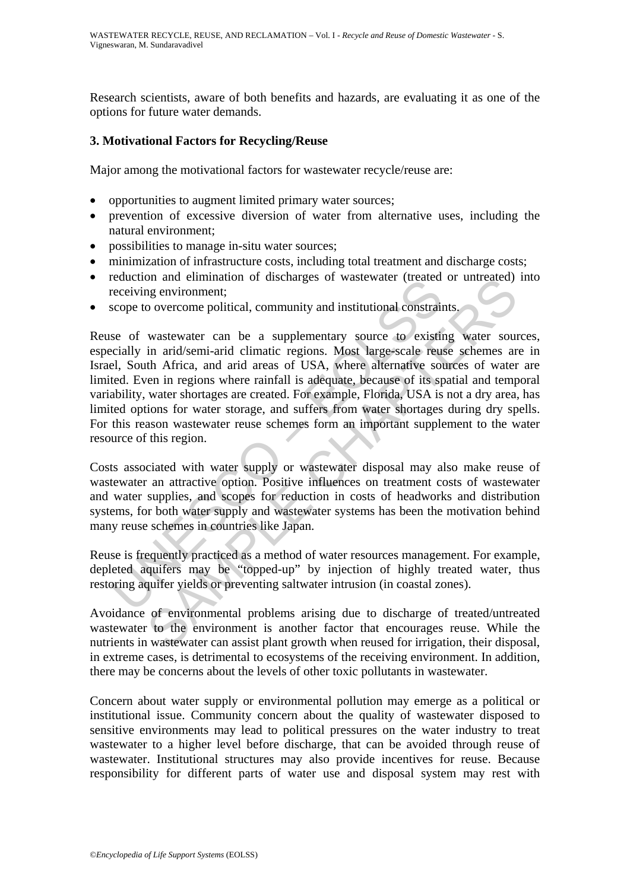Research scientists, aware of both benefits and hazards, are evaluating it as one of the options for future water demands.

## 3. Motivational Factors for Recycling/Reuse

Major among the motivational factors for wastewater recycle/reuse are:

- opportunities to augment limited primary water sources;
- prevention of excessive diversion of water from alternative uses, including the natural environment;
- possibilities to manage in-situ water sources;
- minimization of infrastructure costs, including total treatment and discharge costs;
- reduction and elimination of discharges of wastewater (treated or untreated) into receiving environment;
- scope to overcome political, community and institutional constraints.

Reuse of wastewater can be a supplementary source to existing water sources, especially in arid/semi-arid climatic regions. Most large-scale reuse schemes are in Israel, South Africa, and arid areas of USA, where alternative sources of water are limited. Even in regions where rainfall is adequate, because of its spatial and temporal variability, water shortages are created. For example, Florida, USA is not a dry area, has limited options for water storage, and suffers from water shortages during dry spells. For this reason wastewater reuse schemes form an important supplement to the water resource of this region.

Costs associated with water supply or wastewater disposal may also make reuse of wastewater an attractive option. Positive influences on treatment costs of wastewater and water supplies, and scopes for reduction in costs of headworks and distribution systems, for both water supply and wastewater systems has been the motivation behind many reuse schemes in countries like Japan.

Reuse is frequently practiced as a method of water resources management. For example, depleted aquifers may be "topped-up" by injection of highly treated water, thus restoring aquifer yields or preventing saltwater intrusion (in coastal zones).

Avoidance of environmental problems arising due to discharge of treated/untreated wastewater to the environment is another factor that encourages reuse. While the nutrients in wastewater can assist plant growth when reused for irrigation, their disposal, in extreme cases, is detrimental to ecosystems of the receiving environment. In addition, there may be concerns about the levels of other toxic pollutants in wastewater.

Concern about water supply or environmental pollution may emerge as a political or institutional issue. Community concern about the quality of wastewater disposed to sensitive environments may lead to political pressures on the water industry to treat wastewater to a higher level before discharge, that can be avoided through reuse of wastewater. Institutional structures may also provide incentives for reuse. Because responsibility for different parts of water use and disposal system may rest with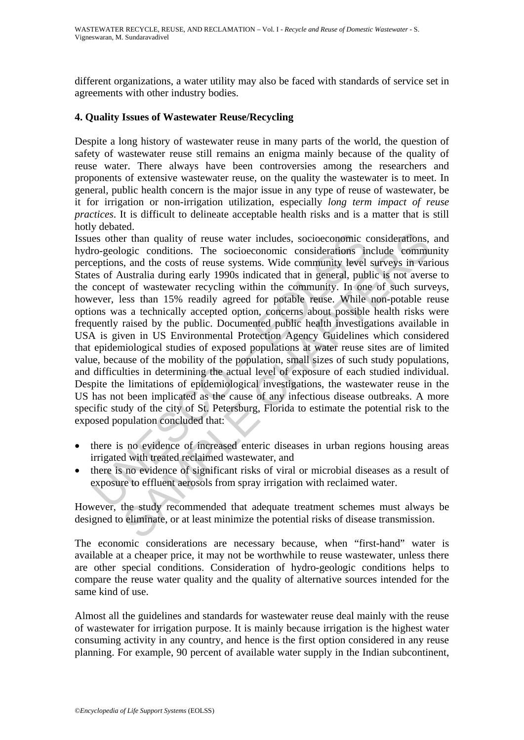different organizations, a water utility may also be faced with standards of service set in agreements with other industry bodies.

## 4. Quality Issues of Wastewater Reuse/Recycling

Despite a long history of wastewater reuse in many parts of the world, the question of safety of wastewater reuse still remains an enigma mainly because of the quality of reuse water. There always have been controversies among the researchers and proponents of extensive wastewater reuse, on the quality the wastewater is to meet. In general, public health concern is the major issue in any type of reuse of wastewater, be it for irrigation or non-irrigation utilization, especially *long term impact of reuse practices*. It is difficult to delineate acceptable health risks and is a matter that is still hotly debated.

Issues other than quality of reuse water includes, socioeconomic considerations, and hydro-geologic conditions. The socioeconomic considerations include community perceptions, and the costs of reuse systems. Wide community level surveys in various States of Australia during early 1990s indicated that in general, public is not averse to the concept of wastewater recycling within the community. In one of such surveys, however, less than 15% readily agreed for potable reuse. While non-potable reuse options was a technically accepted option, concerns about possible health risks were frequently raised by the public. Documented public health investigations available in USA is given in US Environmental Protection Agency Guidelines which considered that epidemiological studies of exposed populations at water reuse sites are of limited value, because of the mobility of the population, small sizes of such study populations, and difficulties in determining the actual level of exposure of each studied individual. Despite the limitations of epidemiological investigations, the wastewater reuse in the US has not been implicated as the cause of any infectious disease outbreaks. A more specific study of the city of St. Petersburg, Florida to estimate the potential risk to the exposed population concluded that:

- there is no evidence of increased enteric diseases in urban regions housing areas irrigated with treated reclaimed wastewater, and
- there is no evidence of significant risks of viral or microbial diseases as a result of exposure to effluent aerosols from spray irrigation with reclaimed water.

However, the study recommended that adequate treatment schemes must always be designed to eliminate, or at least minimize the potential risks of disease transmission.

The economic considerations are necessary because, when "first-hand" water is available at a cheaper price, it may not be worthwhile to reuse wastewater, unless there are other special conditions. Consideration of hydro-geologic conditions helps to compare the reuse water quality and the quality of alternative sources intended for the same kind of use.

Almost all the guidelines and standards for wastewater reuse deal mainly with the reuse of wastewater for irrigation purpose. It is mainly because irrigation is the highest water consuming activity in any country, and hence is the first option considered in any reuse planning. For example, 90 percent of available water supply in the Indian subcontinent,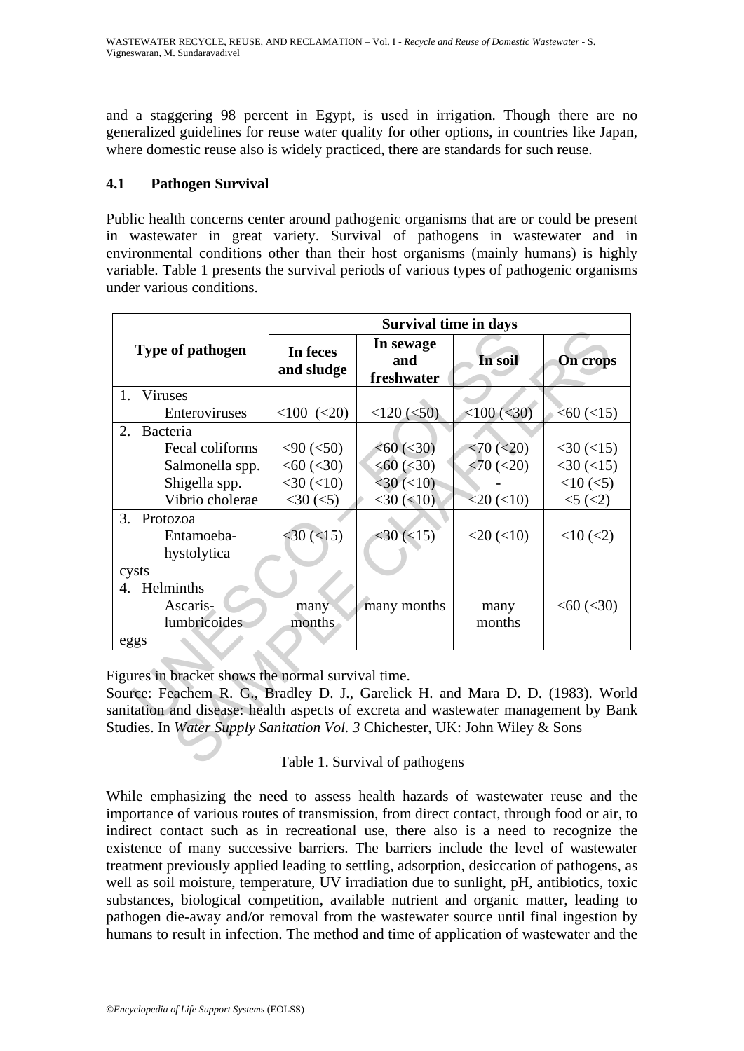and a staggering 98 percent in Egypt, is used in irrigation. Though there are no generalized guidelines for reuse water quality for other options, in countries like Japan, where domestic reuse also is widely practiced, there are standards for such reuse.

### 4.1 Pathogen Survival

Public health concerns center around pathogenic organisms that are or could be present in wastewater in great variety. Survival of pathogens in wastewater and in environmental conditions other than their host organisms (mainly humans) is highly variable. Table 1 presents the survival periods of various types of pathogenic organisms under various conditions.

| Type of pathogen | Survival time in days | | | |
|---|---|---|---|---|
| | **In feces and sludge** | **In sewage and freshwater** | **In soil** | **On crops** |
| 1. Viruses | | | | |
| Enteroviruses | <100 (<20) | <120 (<50) | <100 (<30) | <60 (<15) |
| 2. Bacteria | | | | |
| Fecal coliforms | <90 (<50) | <60 (<30) | <70 (<20) | <30 (<15) |
| Salmonella spp. | <60 (<30) | <60 (<30) | <70 (<20) | <30 (<15) |
| Shigella spp. | <30 (<10) | <30 (<10) | - | <10 (<5) |
| Vibrio cholerae | <30 (<5) | <30 (<10) | <20 (<10) | <5 (<2) |
| 3. Protozoa | | | | |
| Entamoeba-hystolytica cysts | <30 (<15) | <30 (<15) | <20 (<10) | <10 (<2) |
| 4. Helminths | | | | |
| Ascaris-lumbricoides eggs | many months | many months | many months | <60 (<30) |

Figures in bracket shows the normal survival time.

Source: Feachem R. G., Bradley D. J., Garelick H. and Mara D. D. (1983). World sanitation and disease: health aspects of excreta and wastewater management by Bank Studies. In *Water Supply Sanitation Vol. 3* Chichester, UK: John Wiley & Sons

Table 1. Survival of pathogens

While emphasizing the need to assess health hazards of wastewater reuse and the importance of various routes of transmission, from direct contact, through food or air, to indirect contact such as in recreational use, there also is a need to recognize the existence of many successive barriers. The barriers include the level of wastewater treatment previously applied leading to settling, adsorption, desiccation of pathogens, as well as soil moisture, temperature, UV irradiation due to sunlight, pH, antibiotics, toxic substances, biological competition, available nutrient and organic matter, leading to pathogen die-away and/or removal from the wastewater source until final ingestion by humans to result in infection. The method and time of application of wastewater and the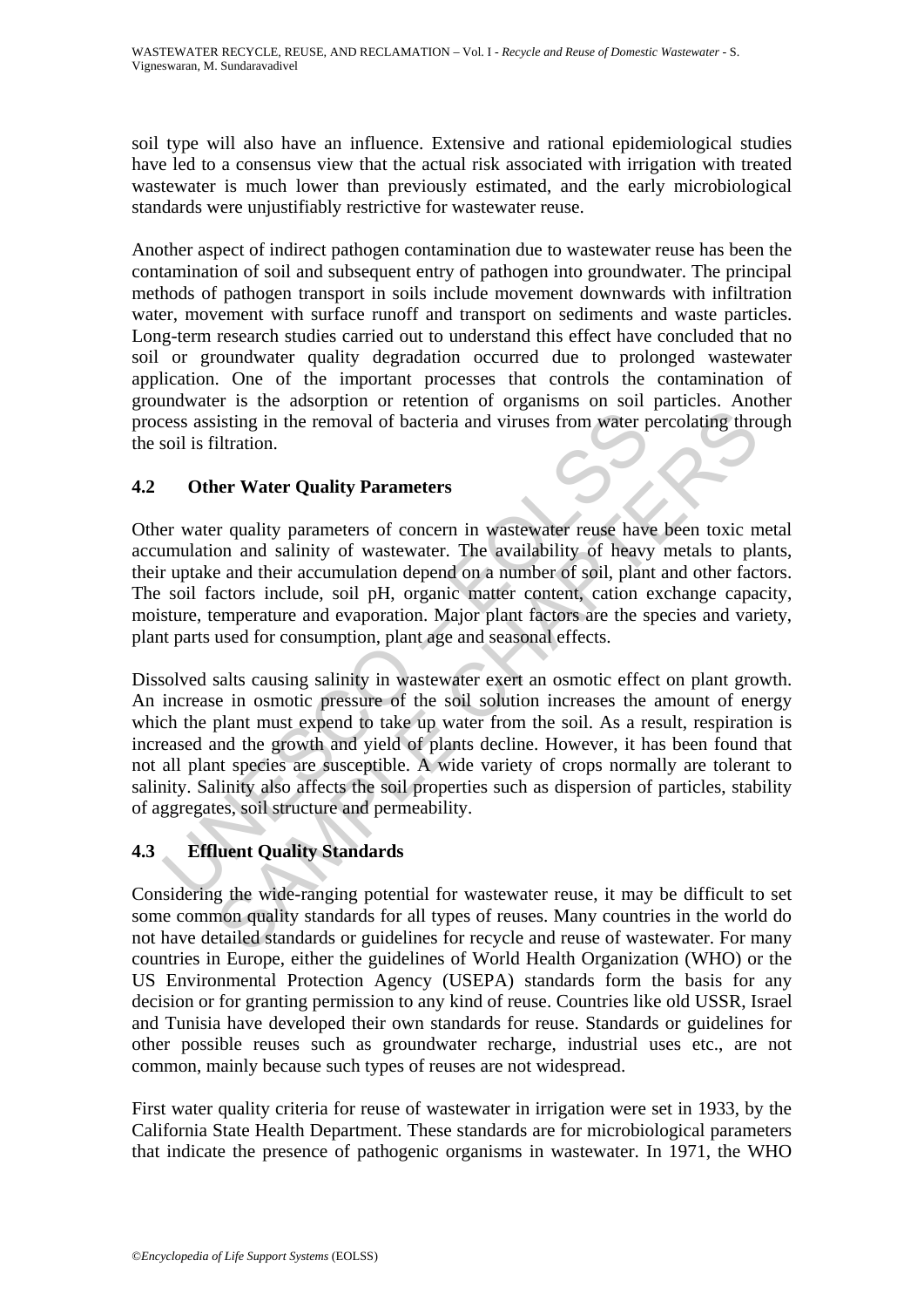soil type will also have an influence. Extensive and rational epidemiological studies have led to a consensus view that the actual risk associated with irrigation with treated wastewater is much lower than previously estimated, and the early microbiological standards were unjustifiably restrictive for wastewater reuse.

Another aspect of indirect pathogen contamination due to wastewater reuse has been the contamination of soil and subsequent entry of pathogen into groundwater. The principal methods of pathogen transport in soils include movement downwards with infiltration water, movement with surface runoff and transport on sediments and waste particles. Long-term research studies carried out to understand this effect have concluded that no soil or groundwater quality degradation occurred due to prolonged wastewater application. One of the important processes that controls the contamination of groundwater is the adsorption or retention of organisms on soil particles. Another process assisting in the removal of bacteria and viruses from water percolating through the soil is filtration.

### 4.2 Other Water Quality Parameters

Other water quality parameters of concern in wastewater reuse have been toxic metal accumulation and salinity of wastewater. The availability of heavy metals to plants, their uptake and their accumulation depend on a number of soil, plant and other factors. The soil factors include, soil pH, organic matter content, cation exchange capacity, moisture, temperature and evaporation. Major plant factors are the species and variety, plant parts used for consumption, plant age and seasonal effects.

Dissolved salts causing salinity in wastewater exert an osmotic effect on plant growth. An increase in osmotic pressure of the soil solution increases the amount of energy which the plant must expend to take up water from the soil. As a result, respiration is increased and the growth and yield of plants decline. However, it has been found that not all plant species are susceptible. A wide variety of crops normally are tolerant to salinity. Salinity also affects the soil properties such as dispersion of particles, stability of aggregates, soil structure and permeability.

### 4.3 Effluent Quality Standards

Considering the wide-ranging potential for wastewater reuse, it may be difficult to set some common quality standards for all types of reuses. Many countries in the world do not have detailed standards or guidelines for recycle and reuse of wastewater. For many countries in Europe, either the guidelines of World Health Organization (WHO) or the US Environmental Protection Agency (USEPA) standards form the basis for any decision or for granting permission to any kind of reuse. Countries like old USSR, Israel and Tunisia have developed their own standards for reuse. Standards or guidelines for other possible reuses such as groundwater recharge, industrial uses etc., are not common, mainly because such types of reuses are not widespread.

First water quality criteria for reuse of wastewater in irrigation were set in 1933, by the California State Health Department. These standards are for microbiological parameters that indicate the presence of pathogenic organisms in wastewater. In 1971, the WHO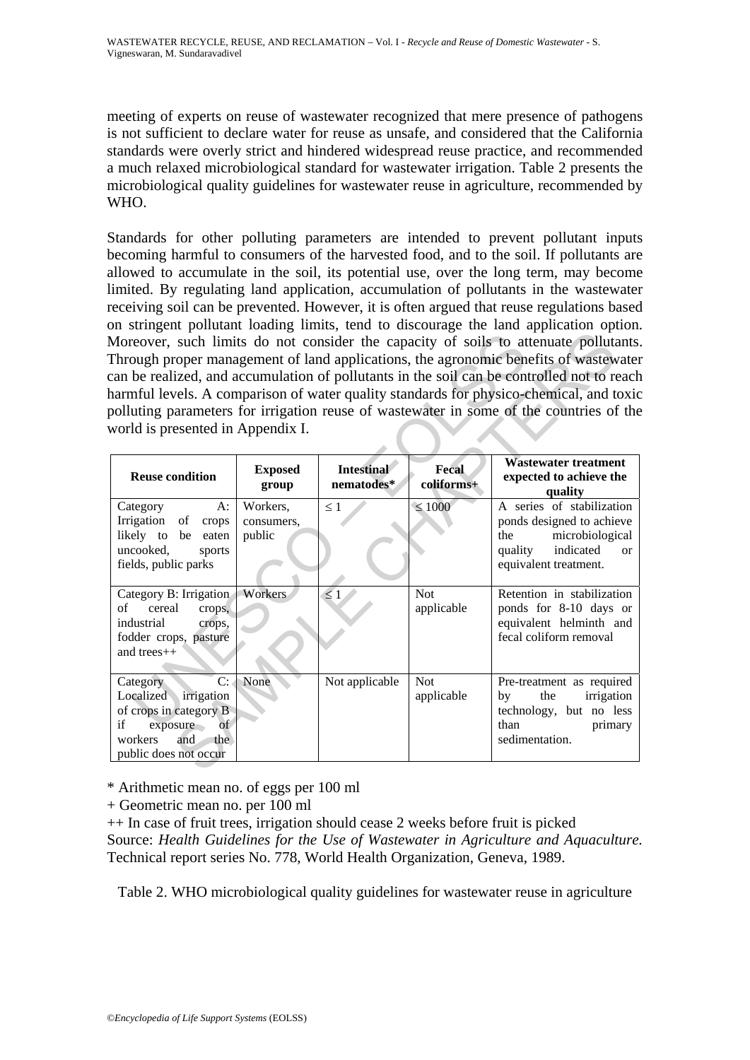meeting of experts on reuse of wastewater recognized that mere presence of pathogens is not sufficient to declare water for reuse as unsafe, and considered that the California standards were overly strict and hindered widespread reuse practice, and recommended a much relaxed microbiological standard for wastewater irrigation. Table 2 presents the microbiological quality guidelines for wastewater reuse in agriculture, recommended by WHO.

Standards for other polluting parameters are intended to prevent pollutant inputs becoming harmful to consumers of the harvested food, and to the soil. If pollutants are allowed to accumulate in the soil, its potential use, over the long term, may become limited. By regulating land application, accumulation of pollutants in the wastewater receiving soil can be prevented. However, it is often argued that reuse regulations based on stringent pollutant loading limits, tend to discourage the land application option. Moreover, such limits do not consider the capacity of soils to attenuate pollutants. Through proper management of land applications, the agronomic benefits of wastewater can be realized, and accumulation of pollutants in the soil can be controlled not to reach harmful levels. A comparison of water quality standards for physico-chemical, and toxic polluting parameters for irrigation reuse of wastewater in some of the countries of the world is presented in Appendix I.

| Reuse condition | Exposed group | Intestinal nematodes* | Fecal coliforms+ | Wastewater treatment expected to achieve the quality |
|---|---|---|---|---|
| Category A: Irrigation of crops likely to be eaten uncooked, sports fields, public parks | Workers, consumers, public | ≤ 1 | ≤ 1000 | A series of stabilization ponds designed to achieve the microbiological quality indicated or equivalent treatment. |
| Category B: Irrigation of cereal crops, industrial crops, fodder crops, pasture and trees++ | Workers | ≤ 1 | Not applicable | Retention in stabilization ponds for 8-10 days or equivalent helminth and fecal coliform removal |
| Category C: Localized irrigation of crops in category B if exposure of workers and the public does not occur | None | Not applicable | Not applicable | Pre-treatment as required by the irrigation technology, but no less than primary sedimentation. |

* Arithmetic mean no. of eggs per 100 ml

+ Geometric mean no. per 100 ml

++ In case of fruit trees, irrigation should cease 2 weeks before fruit is picked

Source: *Health Guidelines for the Use of Wastewater in Agriculture and Aquaculture.* Technical report series No. 778, World Health Organization, Geneva, 1989.

Table 2. WHO microbiological quality guidelines for wastewater reuse in agriculture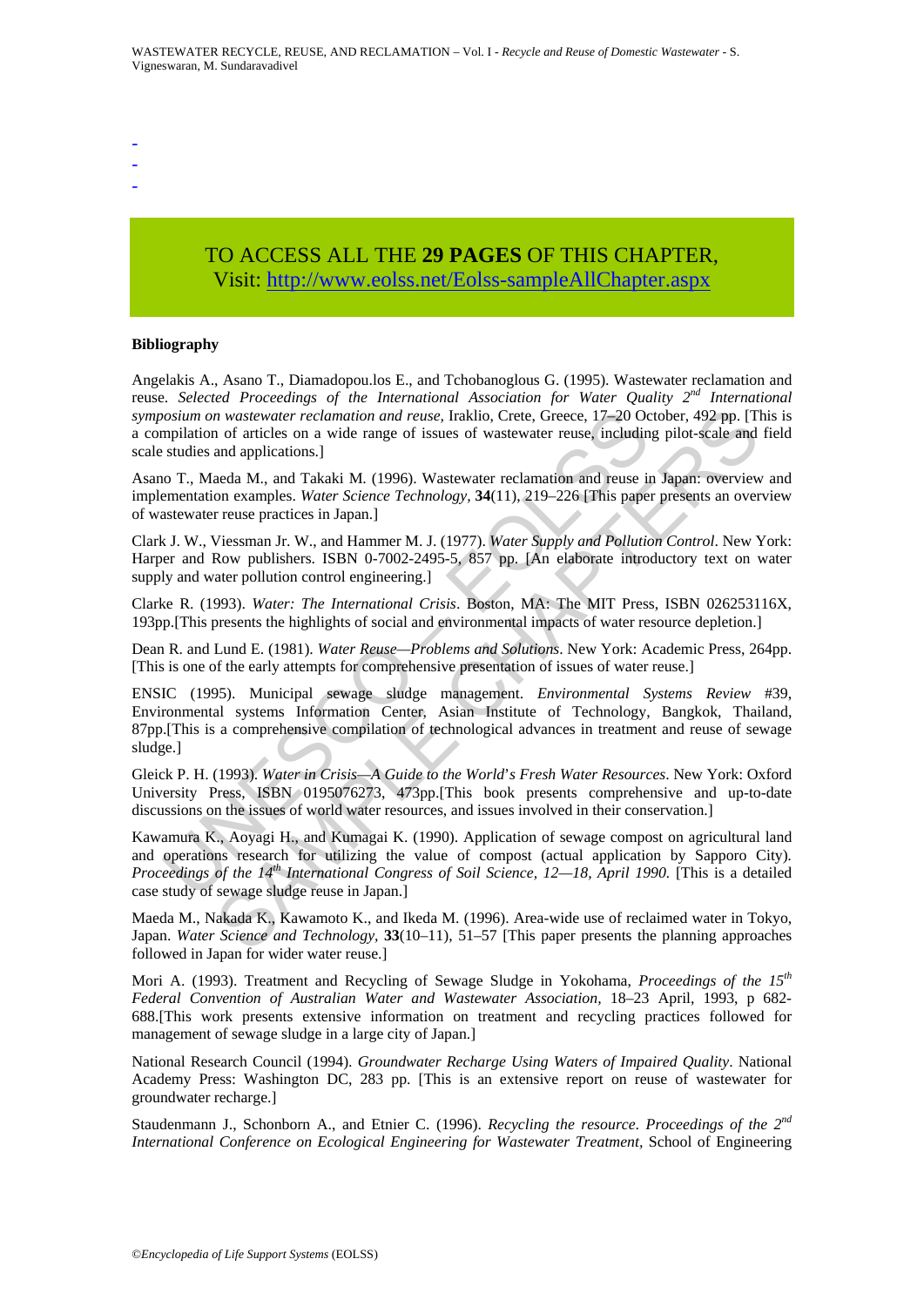-
-
-

TO ACCESS ALL THE **29 PAGES** OF THIS CHAPTER,
Visit: http://www.eolss.net/Eolss-sampleAllChapter.aspx

**Bibliography**

Angelakis A., Asano T., Diamadopou.los E., and Tchobanoglous G. (1995). Wastewater reclamation and reuse. *Selected Proceedings of the International Association for Water Quality 2nd International symposium on wastewater reclamation and reuse,* Iraklio, Crete, Greece, 17–20 October, 492 pp. [This is a compilation of articles on a wide range of issues of wastewater reuse, including pilot-scale and field scale studies and applications.]

Asano T., Maeda M., and Takaki M. (1996). Wastewater reclamation and reuse in Japan: overview and implementation examples. *Water Science Technology*, **34**(11), 219–226 [This paper presents an overview of wastewater reuse practices in Japan.]

Clark J. W., Viessman Jr. W., and Hammer M. J. (1977). *Water Supply and Pollution Control*. New York: Harper and Row publishers. ISBN 0-7002-2495-5, 857 pp. [An elaborate introductory text on water supply and water pollution control engineering.]

Clarke R. (1993). *Water: The International Crisis*. Boston, MA: The MIT Press, ISBN 026253116X, 193pp.[This presents the highlights of social and environmental impacts of water resource depletion.]

Dean R. and Lund E. (1981). *Water Reuse—Problems and Solutions*. New York: Academic Press, 264pp. [This is one of the early attempts for comprehensive presentation of issues of water reuse.]

ENSIC (1995). Municipal sewage sludge management. *Environmental Systems Review* #39, Environmental systems Information Center, Asian Institute of Technology, Bangkok, Thailand, 87pp.[This is a comprehensive compilation of technological advances in treatment and reuse of sewage sludge.]

Gleick P. H. (1993). *Water in Crisis—A Guide to the World's Fresh Water Resources*. New York: Oxford University Press, ISBN 0195076273, 473pp.[This book presents comprehensive and up-to-date discussions on the issues of world water resources, and issues involved in their conservation.]

Kawamura K., Aoyagi H., and Kumagai K. (1990). Application of sewage compost on agricultural land and operations research for utilizing the value of compost (actual application by Sapporo City). *Proceedings of the 14th International Congress of Soil Science, 12—18, April 1990.* [This is a detailed case study of sewage sludge reuse in Japan.]

Maeda M., Nakada K., Kawamoto K., and Ikeda M. (1996). Area-wide use of reclaimed water in Tokyo, Japan. *Water Science and Technology,* **33**(10–11), 51–57 [This paper presents the planning approaches followed in Japan for wider water reuse.]

Mori A. (1993). Treatment and Recycling of Sewage Sludge in Yokohama, *Proceedings of the 15th Federal Convention of Australian Water and Wastewater Association,* 18–23 April, 1993, p 682-688.[This work presents extensive information on treatment and recycling practices followed for management of sewage sludge in a large city of Japan.]

National Research Council (1994). *Groundwater Recharge Using Waters of Impaired Quality*. National Academy Press: Washington DC, 283 pp. [This is an extensive report on reuse of wastewater for groundwater recharge.]

Staudenmann J., Schonborn A., and Etnier C. (1996). *Recycling the resource. Proceedings of the 2nd International Conference on Ecological Engineering for Wastewater Treatment,* School of Engineering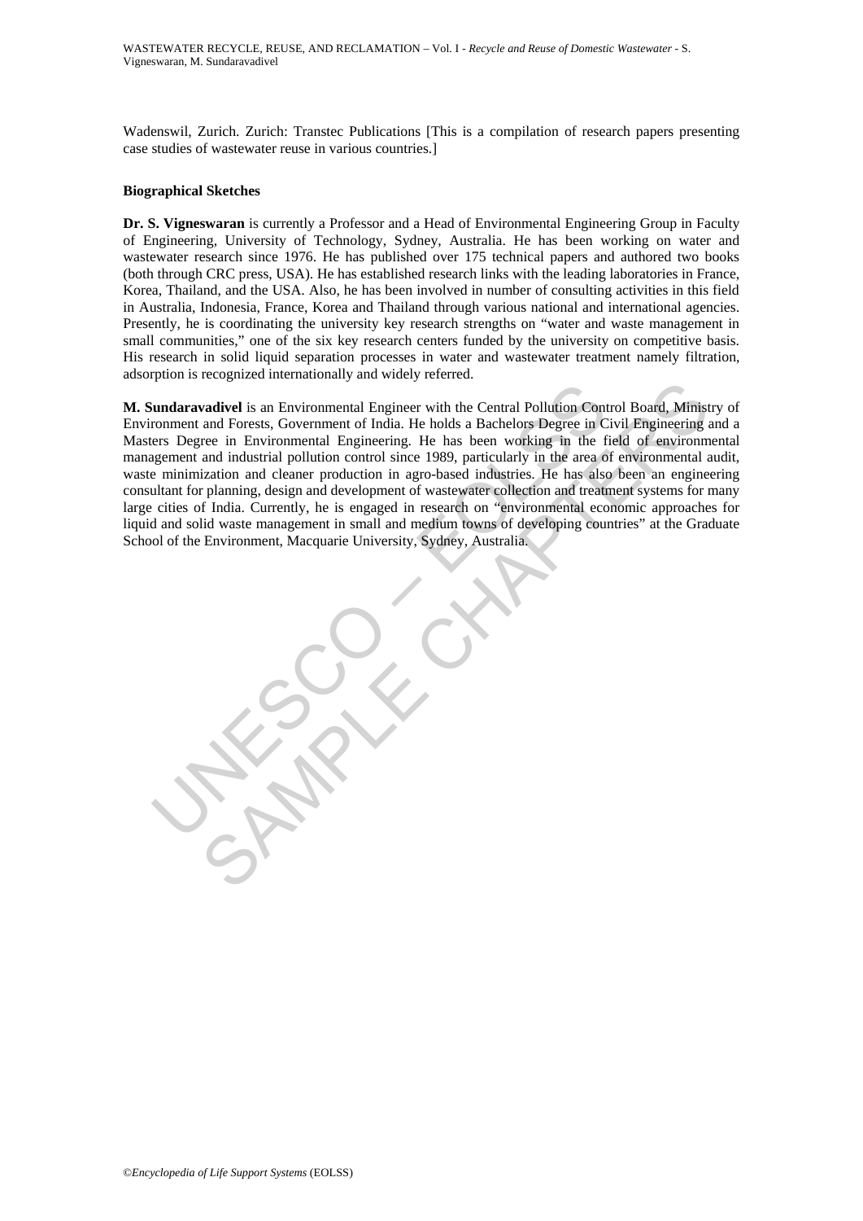Wadenswil, Zurich. Zurich: Transtec Publications [This is a compilation of research papers presenting case studies of wastewater reuse in various countries.]

### Biographical Sketches

**Dr. S. Vigneswaran** is currently a Professor and a Head of Environmental Engineering Group in Faculty of Engineering, University of Technology, Sydney, Australia. He has been working on water and wastewater research since 1976. He has published over 175 technical papers and authored two books (both through CRC press, USA). He has established research links with the leading laboratories in France, Korea, Thailand, and the USA. Also, he has been involved in number of consulting activities in this field in Australia, Indonesia, France, Korea and Thailand through various national and international agencies. Presently, he is coordinating the university key research strengths on "water and waste management in small communities," one of the six key research centers funded by the university on competitive basis. His research in solid liquid separation processes in water and wastewater treatment namely filtration, adsorption is recognized internationally and widely referred.

**M. Sundaravadivel** is an Environmental Engineer with the Central Pollution Control Board, Ministry of Environment and Forests, Government of India. He holds a Bachelors Degree in Civil Engineering and a Masters Degree in Environmental Engineering. He has been working in the field of environmental management and industrial pollution control since 1989, particularly in the area of environmental audit, waste minimization and cleaner production in agro-based industries. He has also been an engineering consultant for planning, design and development of wastewater collection and treatment systems for many large cities of India. Currently, he is engaged in research on "environmental economic approaches for liquid and solid waste management in small and medium towns of developing countries" at the Graduate School of the Environment, Macquarie University, Sydney, Australia.